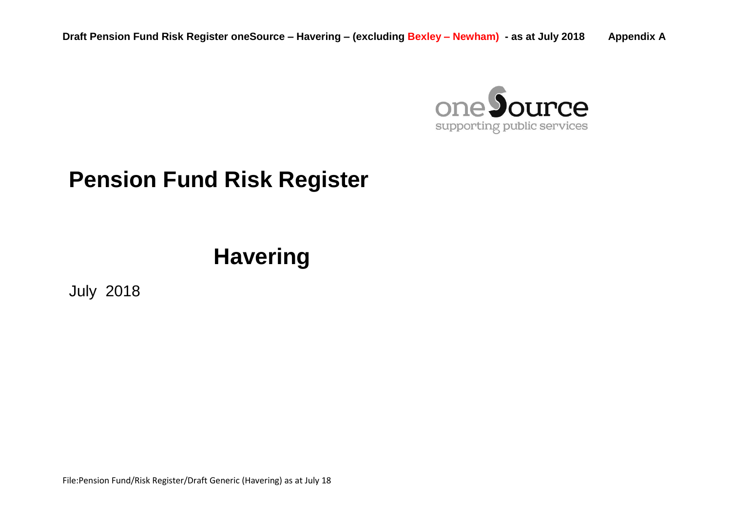**Draft Pension Fund Risk Register oneSource – Havering – (excluding Bexley – Newham) - as at July 2018 Appendix A**

oneSource
supporting public services

# Pension Fund Risk Register

## Havering

July 2018

File:Pension Fund/Risk Register/Draft Generic (Havering) as at July 18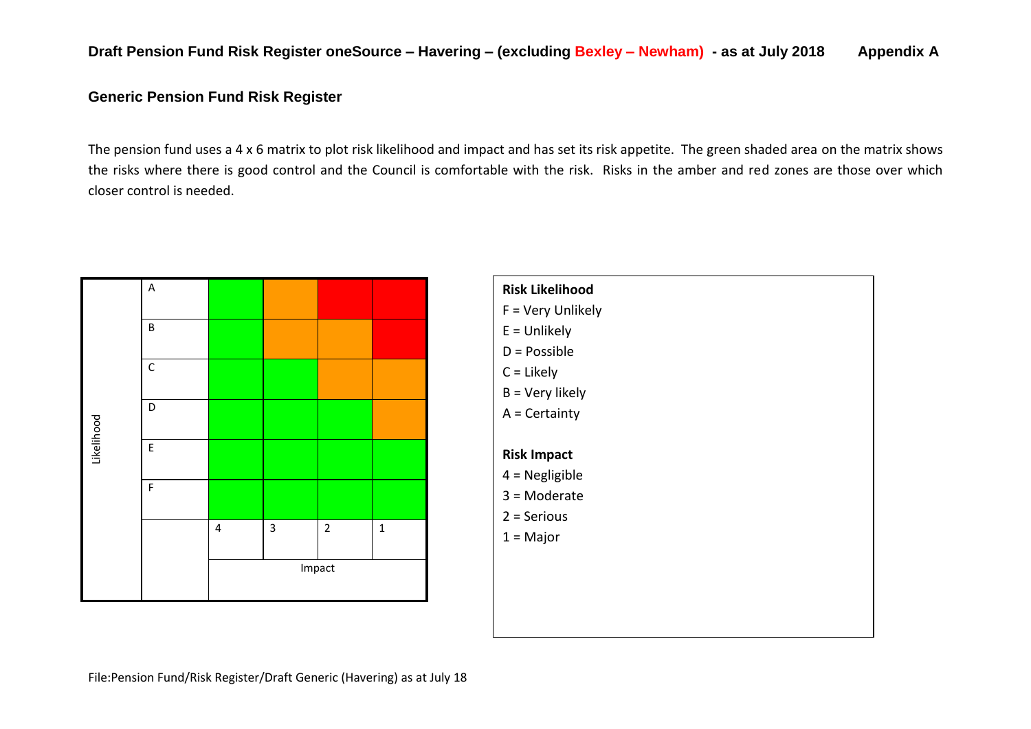# Draft Pension Fund Risk Register oneSource – Havering – (excluding Bexley – Newham) - as at July 2018 Appendix A

## Generic Pension Fund Risk Register

The pension fund uses a 4 x 6 matrix to plot risk likelihood and impact and has set its risk appetite. The green shaded area on the matrix shows the risks where there is good control and the Council is comfortable with the risk. Risks in the amber and red zones are those over which closer control is needed.

| Likelihood | | | | | |
|---|---|---|---|---|---|
| | A | Green | Amber | Red | Red |
| | B | Green | Amber | Amber | Red |
| | C | Green | Green | Amber | Amber |
| | D | Green | Green | Green | Amber |
| | E | Green | Green | Green | Green |
| | F | Green | Green | Green | Green |
| | | 4 | 3 | 2 | 1 |
| | | Impact | | | |

**Risk Likelihood**
F = Very Unlikely
E = Unlikely
D = Possible
C = Likely
B = Very likely
A = Certainty

**Risk Impact**
4 = Negligible
3 = Moderate
2 = Serious
1 = Major

File:Pension Fund/Risk Register/Draft Generic (Havering) as at July 18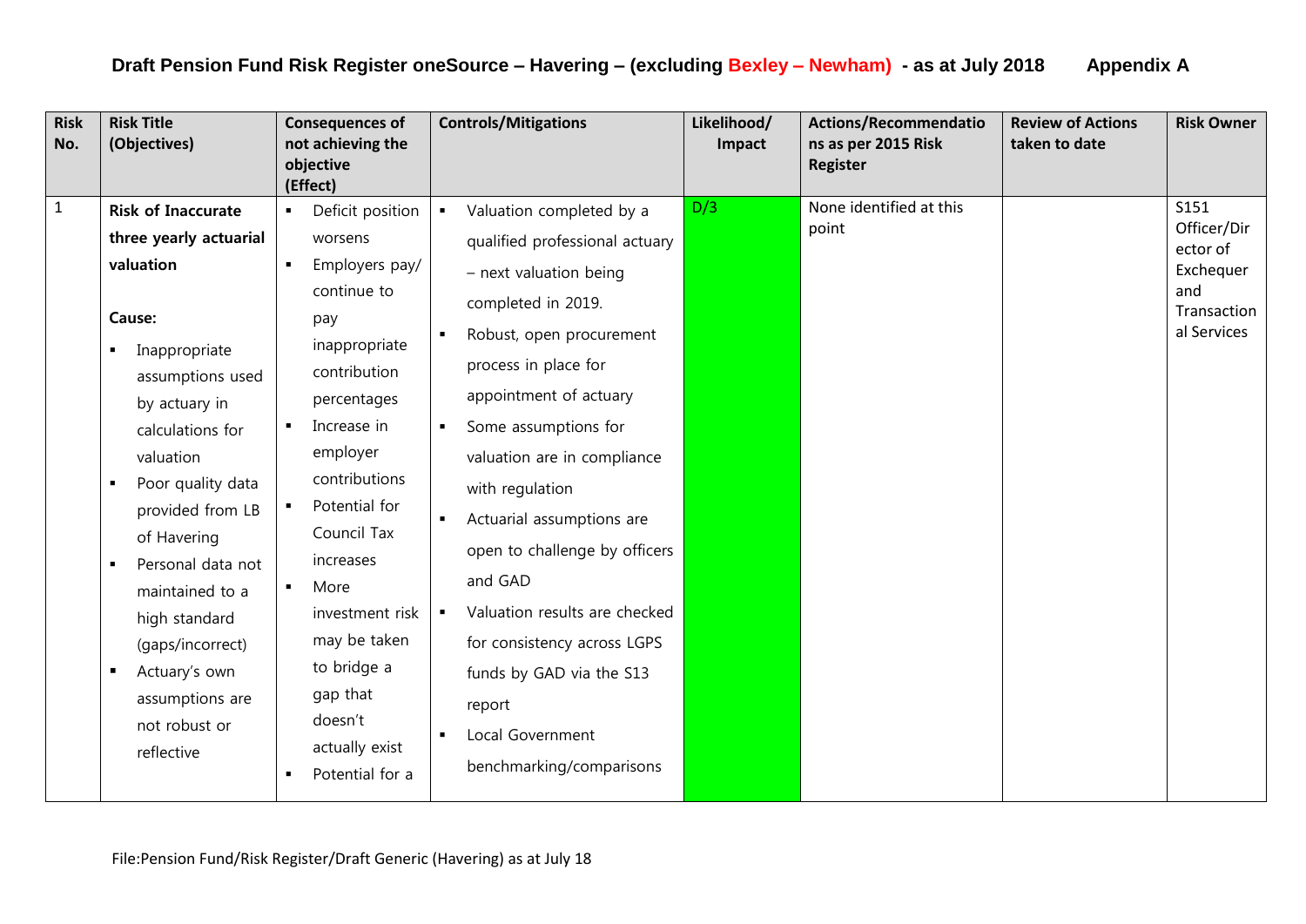# Draft Pension Fund Risk Register oneSource – Havering – (excluding Bexley – Newham) - as at July 2018 Appendix A

| Risk No. | Risk Title (Objectives) | Consequences of not achieving the objective (Effect) | Controls/Mitigations | Likelihood/ Impact | Actions/Recommendations as per 2015 Risk Register | Review of Actions taken to date | Risk Owner |
|---|---|---|---|---|---|---|---|
| 1 | **Risk of Inaccurate three yearly actuarial valuation**<br><br>**Cause:**<br>▪ Inappropriate assumptions used by actuary in calculations for valuation<br>▪ Poor quality data provided from LB of Havering<br>▪ Personal data not maintained to a high standard (gaps/incorrect)<br>▪ Actuary's own assumptions are not robust or reflective | ▪ Deficit position worsens<br>▪ Employers pay/ continue to pay inappropriate contribution percentages<br>▪ Increase in employer contributions<br>▪ Potential for Council Tax increases<br>▪ More investment risk may be taken to bridge a gap that doesn't actually exist<br>▪ Potential for a | ▪ Valuation completed by a qualified professional actuary – next valuation being completed in 2019.<br>▪ Robust, open procurement process in place for appointment of actuary<br>▪ Some assumptions for valuation are in compliance with regulation<br>▪ Actuarial assumptions are open to challenge by officers and GAD<br>▪ Valuation results are checked for consistency across LGPS funds by GAD via the S13 report<br>▪ Local Government benchmarking/comparisons | D/3 | None identified at this point | | S151 Officer/Director of Exchequer and Transactional Services |

File:Pension Fund/Risk Register/Draft Generic (Havering) as at July 18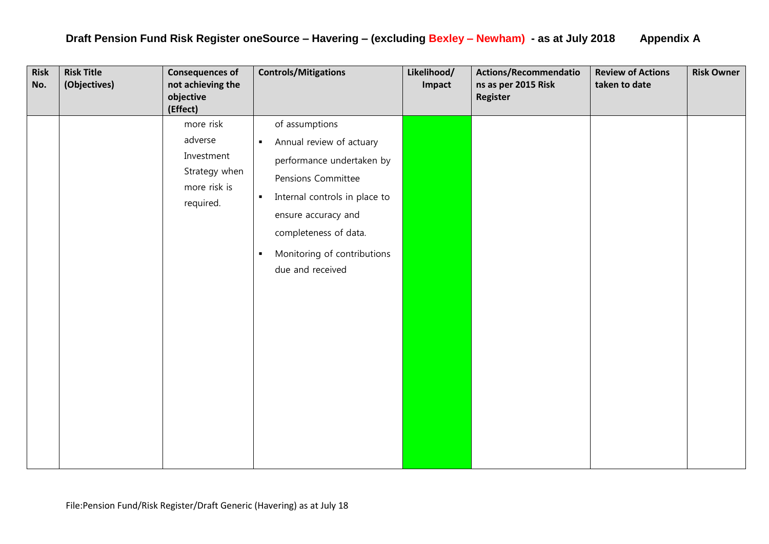# Draft Pension Fund Risk Register oneSource – Havering – (excluding Bexley – Newham) - as at July 2018 Appendix A

| Risk No. | Risk Title (Objectives) | Consequences of not achieving the objective (Effect) | Controls/Mitigations | Likelihood/ Impact | Actions/Recommendations as per 2015 Risk Register | Review of Actions taken to date | Risk Owner |
|---|---|---|---|---|---|---|---|
| | | more risk adverse Investment Strategy when more risk is required. | of assumptions<br>▪ Annual review of actuary performance undertaken by Pensions Committee<br>▪ Internal controls in place to ensure accuracy and completeness of data.<br>▪ Monitoring of contributions due and received | | | | |

File:Pension Fund/Risk Register/Draft Generic (Havering) as at July 18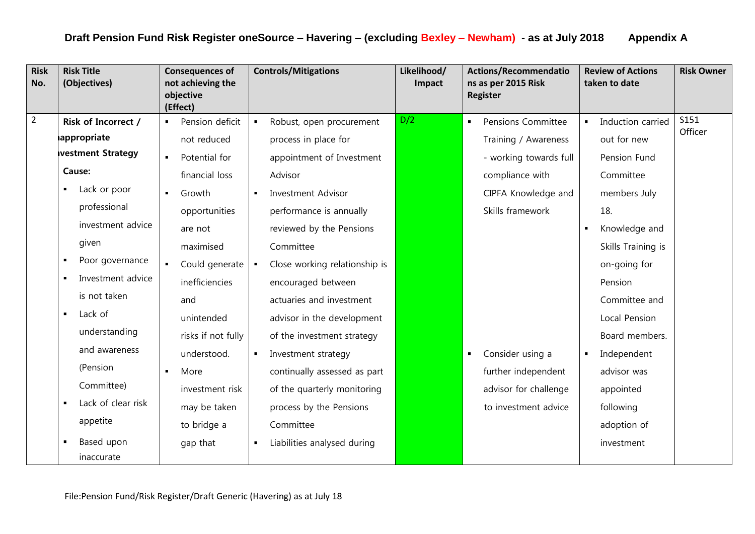## Draft Pension Fund Risk Register oneSource – Havering – (excluding Bexley – Newham) - as at July 2018 Appendix A

| Risk No. | Risk Title (Objectives) | Consequences of not achieving the objective (Effect) | Controls/Mitigations | Likelihood/ Impact | Actions/Recommendations as per 2015 Risk Register | Review of Actions taken to date | Risk Owner |
|---|---|---|---|---|---|---|---|
| 2 | **Risk of Incorrect / ıappropriate ıvestment Strategy**<br>**Cause:**<br>▪ Lack or poor professional investment advice given<br>▪ Poor governance<br>▪ Investment advice is not taken<br>▪ Lack of understanding and awareness (Pension Committee)<br>▪ Lack of clear risk appetite<br>▪ Based upon inaccurate | ▪ Pension deficit not reduced<br>▪ Potential for financial loss<br>▪ Growth opportunities are not maximised<br>▪ Could generate inefficiencies and unintended risks if not fully understood.<br>▪ More investment risk may be taken to bridge a gap that | ▪ Robust, open procurement process in place for appointment of Investment Advisor<br>▪ Investment Advisor performance is annually reviewed by the Pensions Committee<br>▪ Close working relationship is encouraged between actuaries and investment advisor in the development of the investment strategy<br>▪ Investment strategy continually assessed as part of the quarterly monitoring process by the Pensions Committee<br>▪ Liabilities analysed during | D/2 | ▪ Pensions Committee Training / Awareness - working towards full compliance with CIPFA Knowledge and Skills framework<br>▪ Consider using a further independent advisor for challenge to investment advice | ▪ Induction carried out for new Pension Fund Committee members July 18.<br>▪ Knowledge and Skills Training is on-going for Pension Committee and Local Pension Board members.<br>▪ Independent advisor was appointed following adoption of investment | S151 Officer |

File:Pension Fund/Risk Register/Draft Generic (Havering) as at July 18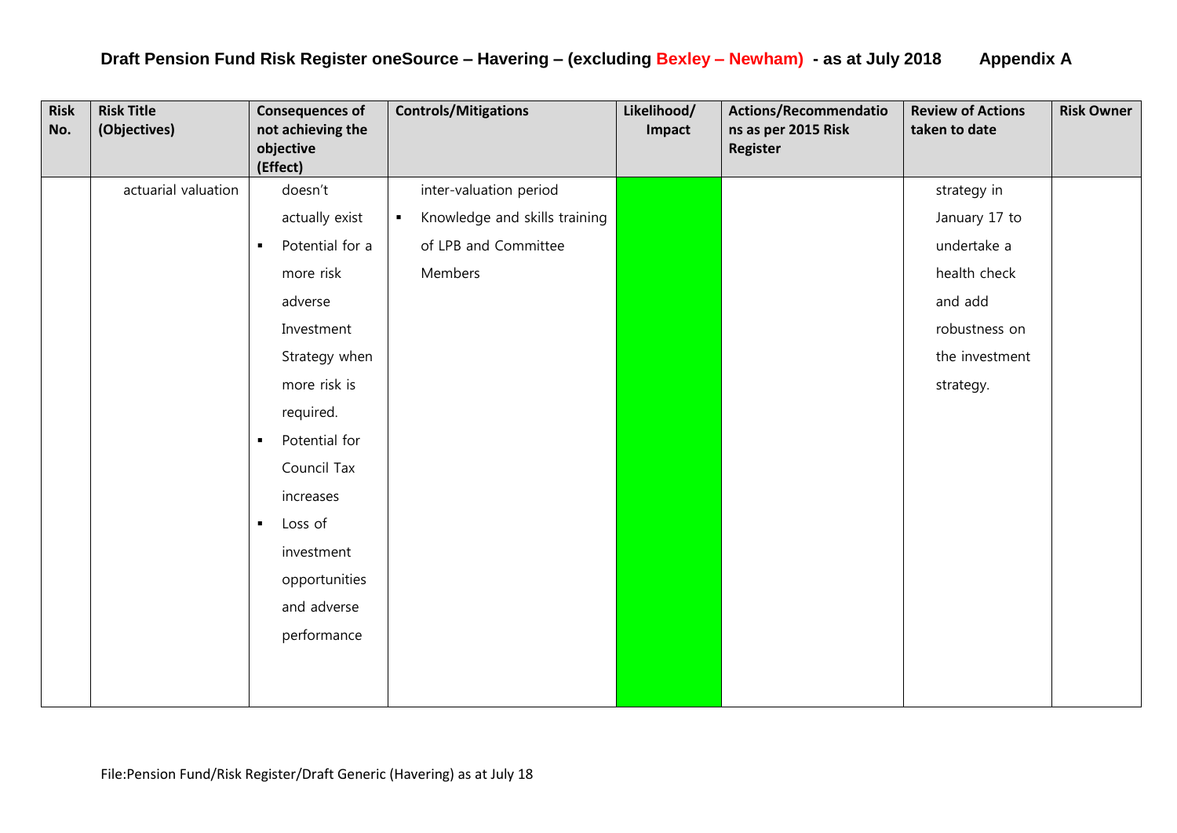**Draft Pension Fund Risk Register oneSource – Havering – (excluding Bexley – Newham) - as at July 2018 Appendix A**

| Risk No. | Risk Title (Objectives) | Consequences of not achieving the objective (Effect) | Controls/Mitigations | Likelihood/ Impact | Actions/Recommendations as per 2015 Risk Register | Review of Actions taken to date | Risk Owner |
|---|---|---|---|---|---|---|---|
| | actuarial valuation | doesn't actually exist<br>▪ Potential for a more risk adverse Investment Strategy when more risk is required.<br>▪ Potential for Council Tax increases<br>▪ Loss of investment opportunities and adverse performance | inter-valuation period<br>▪ Knowledge and skills training of LPB and Committee Members | | | strategy in January 17 to undertake a health check and add robustness on the investment strategy. | |

File:Pension Fund/Risk Register/Draft Generic (Havering) as at July 18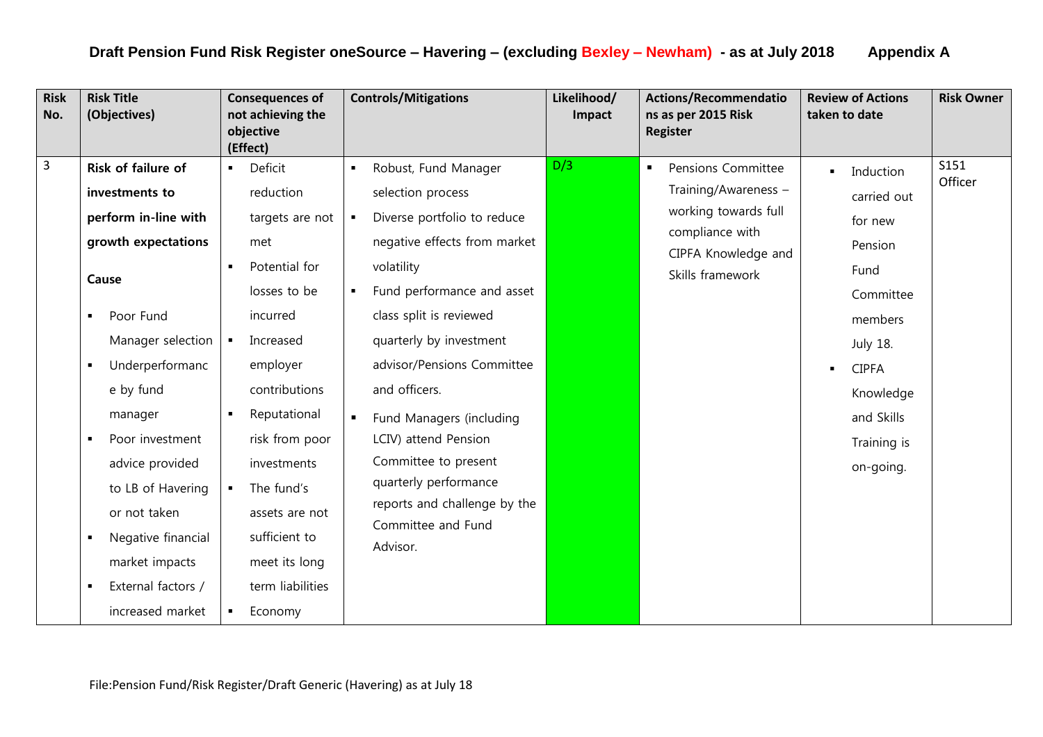**Draft Pension Fund Risk Register oneSource – Havering – (excluding Bexley – Newham) - as at July 2018 Appendix A**

| Risk No. | Risk Title (Objectives) | Consequences of not achieving the objective (Effect) | Controls/Mitigations | Likelihood/ Impact | Actions/Recommendations as per 2015 Risk Register | Review of Actions taken to date | Risk Owner |
|---|---|---|---|---|---|---|---|
| 3 | **Risk of failure of investments to perform in-line with growth expectations**<br><br>**Cause**<br><br>▪ Poor Fund Manager selection<br>▪ Underperformance by fund manager<br>▪ Poor investment advice provided to LB of Havering or not taken<br>▪ Negative financial market impacts<br>▪ External factors / increased market | ▪ Deficit reduction targets are not met<br>▪ Potential for losses to be incurred<br>▪ Increased employer contributions<br>▪ Reputational risk from poor investments<br>▪ The fund's assets are not sufficient to meet its long term liabilities<br>▪ Economy | ▪ Robust, Fund Manager selection process<br>▪ Diverse portfolio to reduce negative effects from market volatility<br>▪ Fund performance and asset class split is reviewed quarterly by investment advisor/Pensions Committee and officers.<br>▪ Fund Managers (including LCIV) attend Pension Committee to present quarterly performance reports and challenge by the Committee and Fund Advisor. | D/3 | ▪ Pensions Committee Training/Awareness – working towards full compliance with CIPFA Knowledge and Skills framework | ▪ Induction carried out for new Pension Fund Committee members July 18.<br>▪ CIPFA Knowledge and Skills Training is on-going. | S151 Officer |

File:Pension Fund/Risk Register/Draft Generic (Havering) as at July 18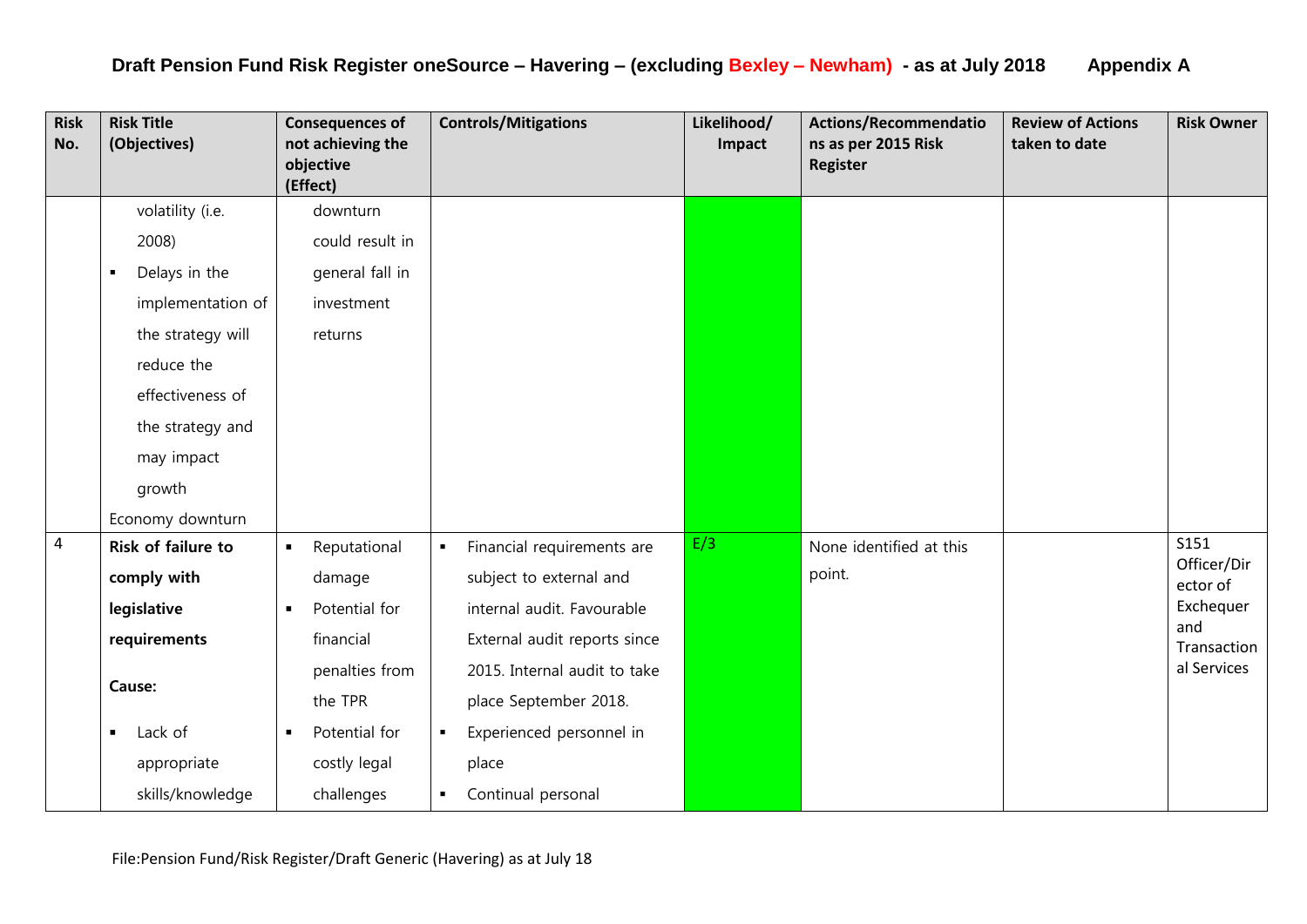# Draft Pension Fund Risk Register oneSource – Havering – (excluding Bexley – Newham) - as at July 2018 Appendix A

| Risk No. | Risk Title (Objectives) | Consequences of not achieving the objective (Effect) | Controls/Mitigations | Likelihood/ Impact | Actions/Recommendations as per 2015 Risk Register | Review of Actions taken to date | Risk Owner |
|---|---|---|---|---|---|---|---|
| | volatility (i.e. 2008)<br>▪ Delays in the implementation of the strategy will reduce the effectiveness of the strategy and may impact growth<br>Economy downturn | downturn could result in general fall in investment returns | | | | | |
| 4 | **Risk of failure to comply with legislative requirements**<br>**Cause:**<br>▪ Lack of appropriate skills/knowledge | ▪ Reputational damage<br>▪ Potential for financial penalties from the TPR<br>▪ Potential for costly legal challenges | ▪ Financial requirements are subject to external and internal audit. Favourable External audit reports since 2015. Internal audit to take place September 2018.<br>▪ Experienced personnel in place<br>▪ Continual personal | E/3 | None identified at this point. | | S151 Officer/Director of Exchequer and Transactional Services |

File:Pension Fund/Risk Register/Draft Generic (Havering) as at July 18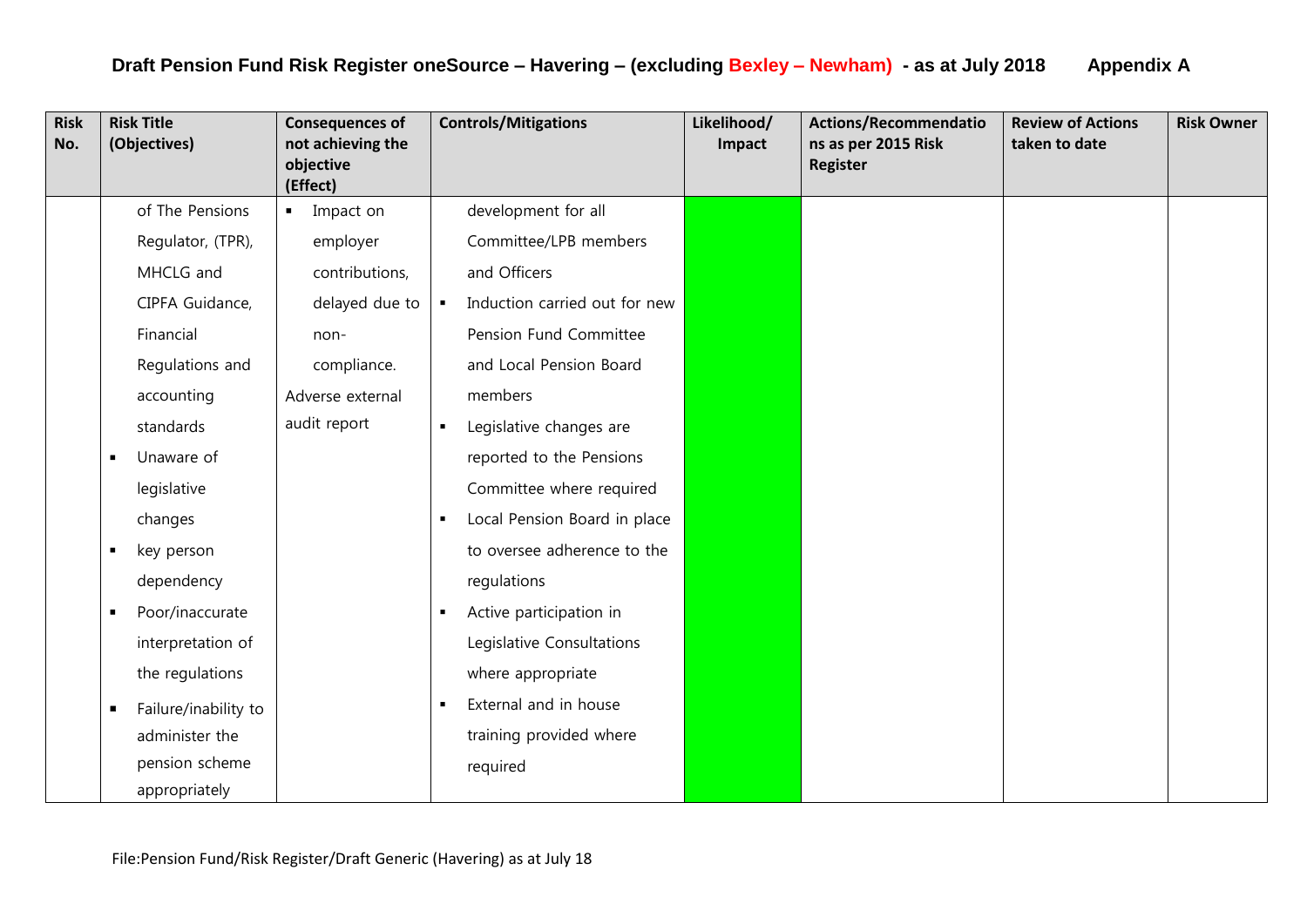# Draft Pension Fund Risk Register oneSource – Havering – (excluding Bexley – Newham) - as at July 2018 Appendix A

| Risk No. | Risk Title (Objectives) | Consequences of not achieving the objective (Effect) | Controls/Mitigations | Likelihood/ Impact | Actions/Recommendations as per 2015 Risk Register | Review of Actions taken to date | Risk Owner |
|---|---|---|---|---|---|---|---|
| | of The Pensions Regulator, (TPR), MHCLG and CIPFA Guidance, Financial Regulations and accounting standards<br>▪ Unaware of legislative changes<br>▪ key person dependency<br>▪ Poor/inaccurate interpretation of the regulations<br>▪ Failure/inability to administer the pension scheme appropriately | ▪ Impact on employer contributions, delayed due to non-compliance.<br>Adverse external audit report | development for all Committee/LPB members and Officers<br>▪ Induction carried out for new Pension Fund Committee and Local Pension Board members<br>▪ Legislative changes are reported to the Pensions Committee where required<br>▪ Local Pension Board in place to oversee adherence to the regulations<br>▪ Active participation in Legislative Consultations where appropriate<br>▪ External and in house training provided where required | | | | |

File:Pension Fund/Risk Register/Draft Generic (Havering) as at July 18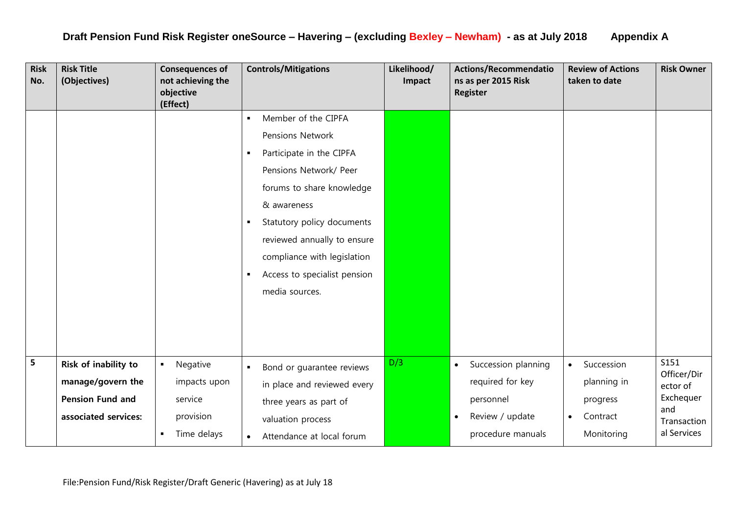# Draft Pension Fund Risk Register oneSource – Havering – (excluding Bexley – Newham) - as at July 2018 Appendix A

| Risk No. | Risk Title (Objectives) | Consequences of not achieving the objective (Effect) | Controls/Mitigations | Likelihood/ Impact | Actions/Recommendations as per 2015 Risk Register | Review of Actions taken to date | Risk Owner |
|---|---|---|---|---|---|---|---|
| | | | ▪ Member of the CIPFA Pensions Network<br>▪ Participate in the CIPFA Pensions Network/ Peer forums to share knowledge & awareness<br>▪ Statutory policy documents reviewed annually to ensure compliance with legislation<br>▪ Access to specialist pension media sources. | | | | |
| 5 | **Risk of inability to manage/govern the Pension Fund and associated services:** | ▪ Negative impacts upon service provision<br>▪ Time delays | ▪ Bond or guarantee reviews in place and reviewed every three years as part of valuation process<br>• Attendance at local forum | D/3 | • Succession planning required for key personnel<br>• Review / update procedure manuals | • Succession planning in progress<br>• Contract Monitoring | S151 Officer/Director of Exchequer and Transactional Services |

File:Pension Fund/Risk Register/Draft Generic (Havering) as at July 18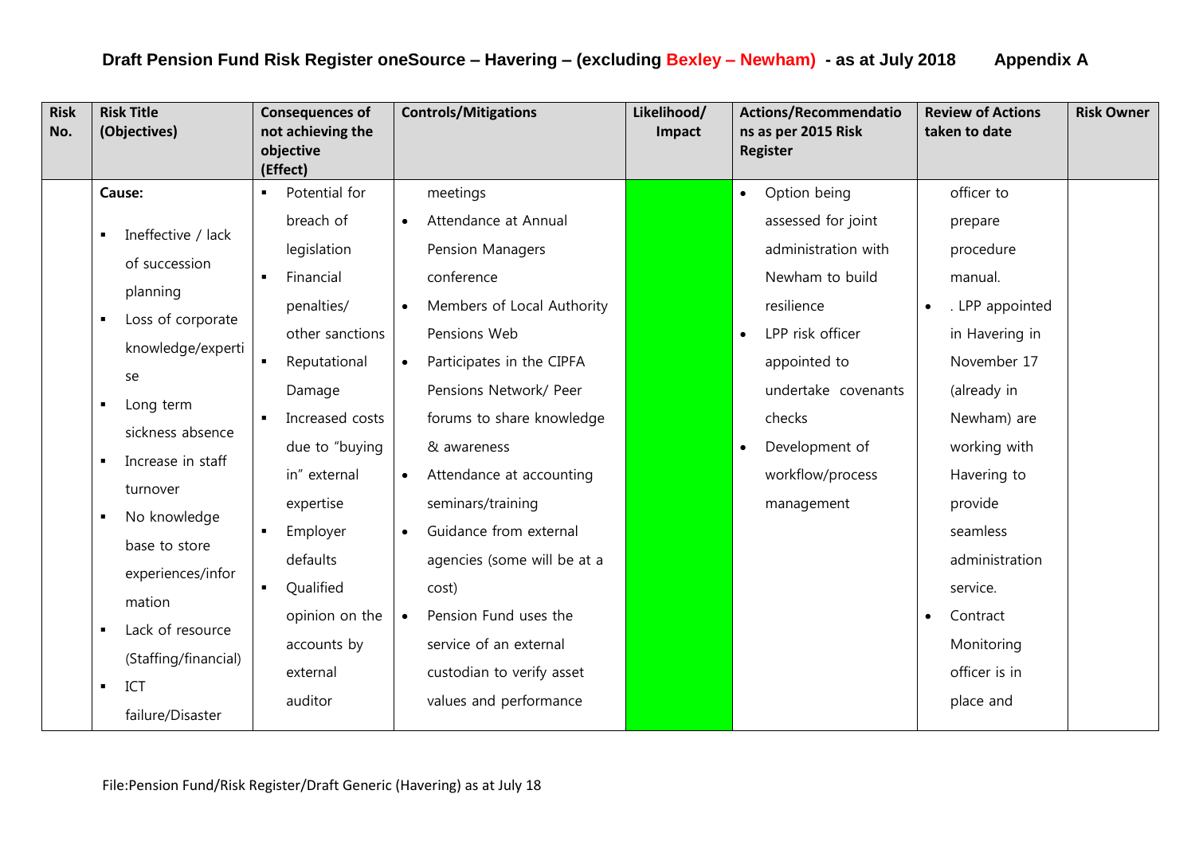# Draft Pension Fund Risk Register oneSource – Havering – (excluding Bexley – Newham) - as at July 2018 Appendix A

| Risk No. | Risk Title (Objectives) | Consequences of not achieving the objective (Effect) | Controls/Mitigations | Likelihood/ Impact | Actions/Recommendations as per 2015 Risk Register | Review of Actions taken to date | Risk Owner |
|---|---|---|---|---|---|---|---|
| | **Cause:** ▪ Ineffective / lack of succession planning ▪ Loss of corporate knowledge/expertise ▪ Long term sickness absence ▪ Increase in staff turnover ▪ No knowledge base to store experiences/information ▪ Lack of resource (Staffing/financial) ▪ ICT failure/Disaster | ▪ Potential for breach of legislation ▪ Financial penalties/ other sanctions ▪ Reputational Damage ▪ Increased costs due to "buying in" external expertise ▪ Employer defaults ▪ Qualified opinion on the accounts by external auditor | meetings • Attendance at Annual Pension Managers conference • Members of Local Authority Pensions Web • Participates in the CIPFA Pensions Network/ Peer forums to share knowledge & awareness • Attendance at accounting seminars/training • Guidance from external agencies (some will be at a cost) • Pension Fund uses the service of an external custodian to verify asset values and performance | | • Option being assessed for joint administration with Newham to build resilience • LPP risk officer appointed to undertake covenants checks • Development of workflow/process management | officer to prepare procedure manual. • . LPP appointed in Havering in November 17 (already in Newham) are working with Havering to provide seamless administration service. • Contract Monitoring officer is in place and | |

File:Pension Fund/Risk Register/Draft Generic (Havering) as at July 18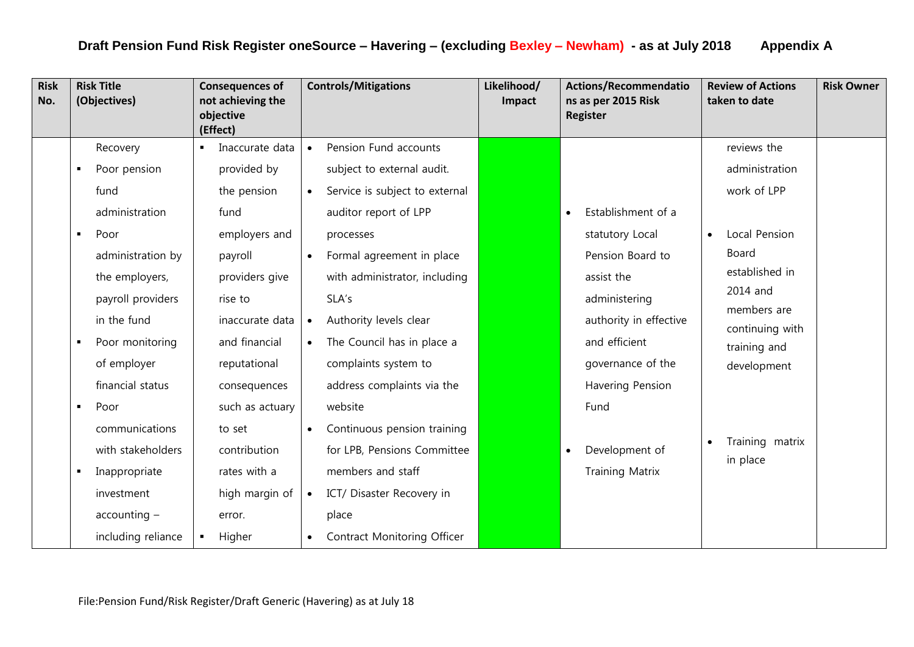# Draft Pension Fund Risk Register oneSource – Havering – (excluding Bexley – Newham) - as at July 2018 Appendix A

| Risk No. | Risk Title (Objectives) | Consequences of not achieving the objective (Effect) | Controls/Mitigations | Likelihood/ Impact | Actions/Recommendations as per 2015 Risk Register | Review of Actions taken to date | Risk Owner |
|---|---|---|---|---|---|---|---|
| | Recovery<br>▪ Poor pension fund administration<br>▪ Poor administration by the employers, payroll providers in the fund<br>▪ Poor monitoring of employer financial status<br>▪ Poor communications with stakeholders<br>▪ Inappropriate investment accounting – including reliance | ▪ Inaccurate data provided by the pension fund employers and payroll providers give rise to inaccurate data and financial reputational consequences such as actuary to set contribution rates with a high margin of error.<br>▪ Higher | • Pension Fund accounts subject to external audit.<br>• Service is subject to external auditor report of LPP processes<br>• Formal agreement in place with administrator, including SLA's<br>• Authority levels clear<br>• The Council has in place a complaints system to address complaints via the website<br>• Continuous pension training for LPB, Pensions Committee members and staff<br>• ICT/ Disaster Recovery in place<br>• Contract Monitoring Officer | | • Establishment of a statutory Local Pension Board to assist the administering authority in effective and efficient governance of the Havering Pension Fund<br>• Development of Training Matrix | reviews the administration work of LPP<br>• Local Pension Board established in 2014 and members are continuing with training and development<br>• Training matrix in place | |

File:Pension Fund/Risk Register/Draft Generic (Havering) as at July 18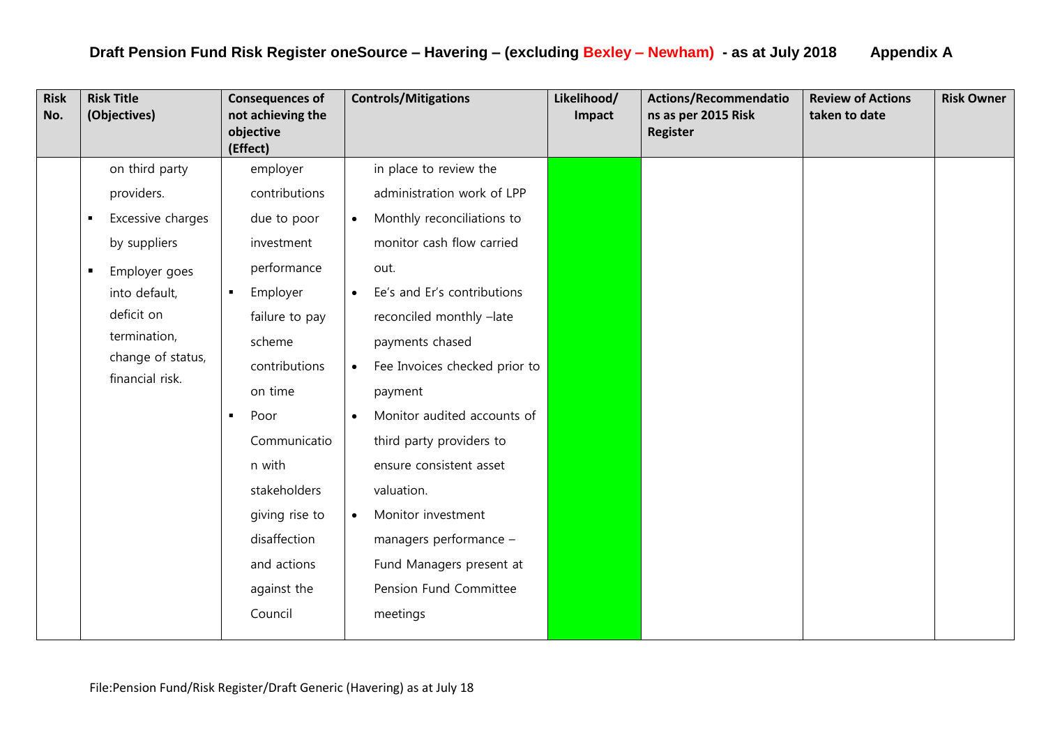## Draft Pension Fund Risk Register oneSource – Havering – (excluding Bexley – Newham) - as at July 2018 Appendix A

| Risk No. | Risk Title (Objectives) | Consequences of not achieving the objective (Effect) | Controls/Mitigations | Likelihood/ Impact | Actions/Recommendations as per 2015 Risk Register | Review of Actions taken to date | Risk Owner |
|---|---|---|---|---|---|---|---|
| | on third party providers.<br>▪ Excessive charges by suppliers<br>▪ Employer goes into default, deficit on termination, change of status, financial risk. | employer contributions due to poor investment performance<br>▪ Employer failure to pay scheme contributions on time<br>▪ Poor Communication with stakeholders giving rise to disaffection and actions against the Council | in place to review the administration work of LPP<br>• Monthly reconciliations to monitor cash flow carried out.<br>• Ee's and Er's contributions reconciled monthly –late payments chased<br>• Fee Invoices checked prior to payment<br>• Monitor audited accounts of third party providers to ensure consistent asset valuation.<br>• Monitor investment managers performance – Fund Managers present at Pension Fund Committee meetings | | | | |

File:Pension Fund/Risk Register/Draft Generic (Havering) as at July 18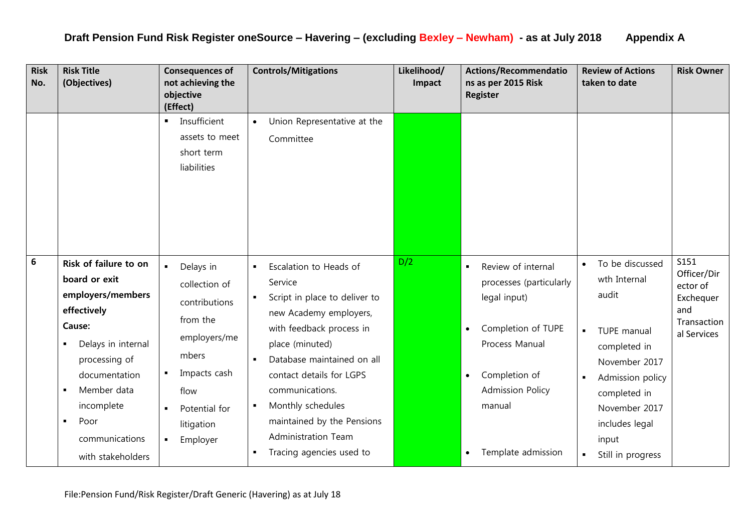# Draft Pension Fund Risk Register oneSource – Havering – (excluding Bexley – Newham) - as at July 2018 Appendix A

| Risk No. | Risk Title (Objectives) | Consequences of not achieving the objective (Effect) | Controls/Mitigations | Likelihood/ Impact | Actions/Recommendations as per 2015 Risk Register | Review of Actions taken to date | Risk Owner |
|---|---|---|---|---|---|---|---|
| | | ▪ Insufficient assets to meet short term liabilities | • Union Representative at the Committee | | | | |
| 6 | **Risk of failure to on board or exit employers/members effectively**<br>**Cause:**<br>▪ Delays in internal processing of documentation<br>▪ Member data incomplete<br>▪ Poor communications with stakeholders | ▪ Delays in collection of contributions from the employers/members<br>▪ Impacts cash flow<br>▪ Potential for litigation<br>▪ Employer | ▪ Escalation to Heads of Service<br>▪ Script in place to deliver to new Academy employers, with feedback process in place (minuted)<br>▪ Database maintained on all contact details for LGPS communications.<br>▪ Monthly schedules maintained by the Pensions Administration Team<br>▪ Tracing agencies used to | D/2 | ▪ Review of internal processes (particularly legal input)<br>• Completion of TUPE Process Manual<br>• Completion of Admission Policy manual<br>• Template admission | • To be discussed wth Internal audit<br>▪ TUPE manual completed in November 2017<br>▪ Admission policy completed in November 2017 includes legal input<br>▪ Still in progress | S151 Officer/Director of Exchequer and Transactional Services |

File:Pension Fund/Risk Register/Draft Generic (Havering) as at July 18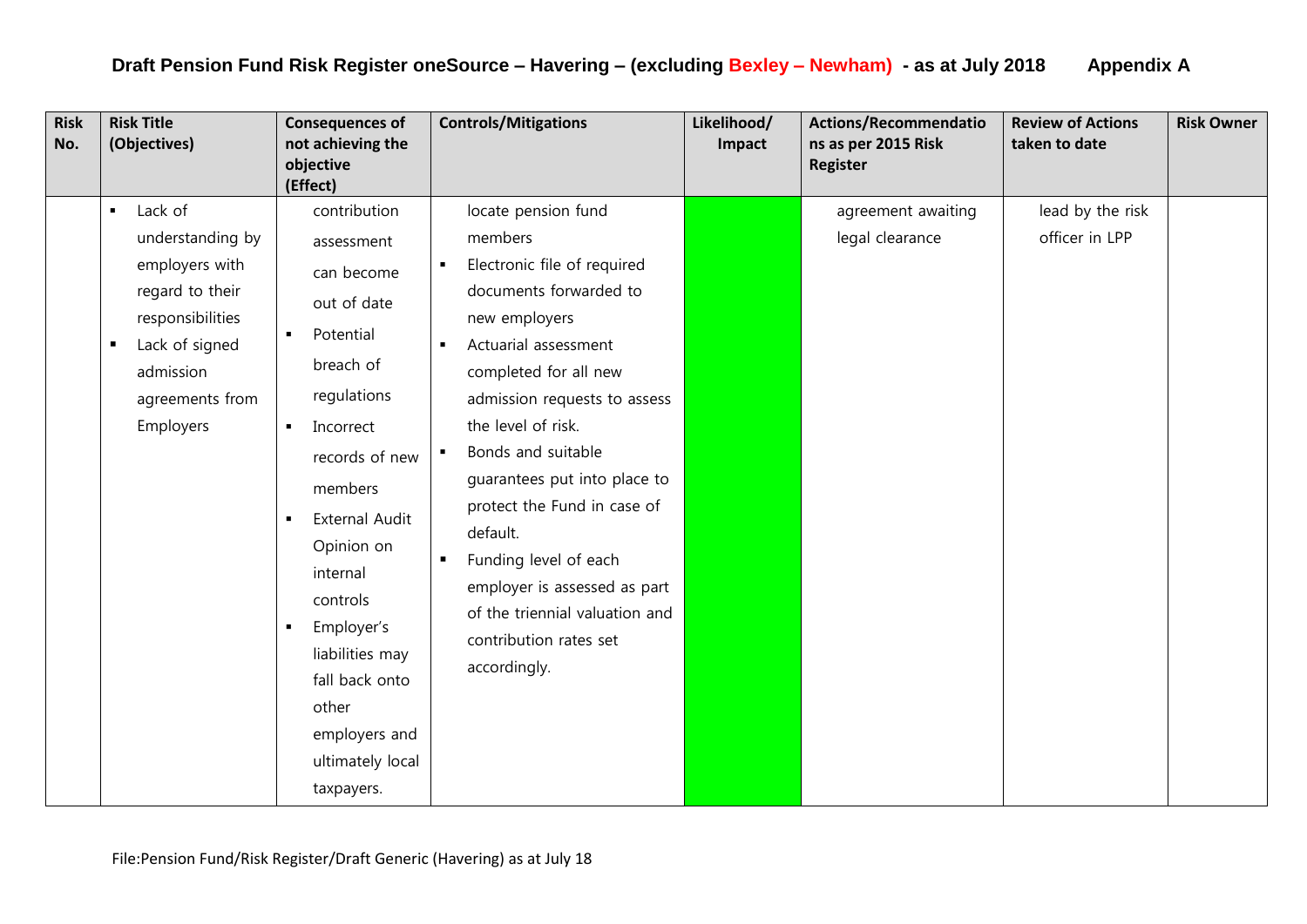# Draft Pension Fund Risk Register oneSource – Havering – (excluding Bexley – Newham) - as at July 2018 Appendix A

| Risk No. | Risk Title (Objectives) | Consequences of not achieving the objective (Effect) | Controls/Mitigations | Likelihood/ Impact | Actions/Recommendations as per 2015 Risk Register | Review of Actions taken to date | Risk Owner |
|---|---|---|---|---|---|---|---|
| | ▪ Lack of understanding by employers with regard to their responsibilities<br>▪ Lack of signed admission agreements from Employers | contribution assessment can become out of date<br>▪ Potential breach of regulations<br>▪ Incorrect records of new members<br>▪ External Audit Opinion on internal controls<br>▪ Employer's liabilities may fall back onto other employers and ultimately local taxpayers. | locate pension fund members<br>▪ Electronic file of required documents forwarded to new employers<br>▪ Actuarial assessment completed for all new admission requests to assess the level of risk.<br>▪ Bonds and suitable guarantees put into place to protect the Fund in case of default.<br>▪ Funding level of each employer is assessed as part of the triennial valuation and contribution rates set accordingly. | | agreement awaiting legal clearance | lead by the risk officer in LPP | |

File:Pension Fund/Risk Register/Draft Generic (Havering) as at July 18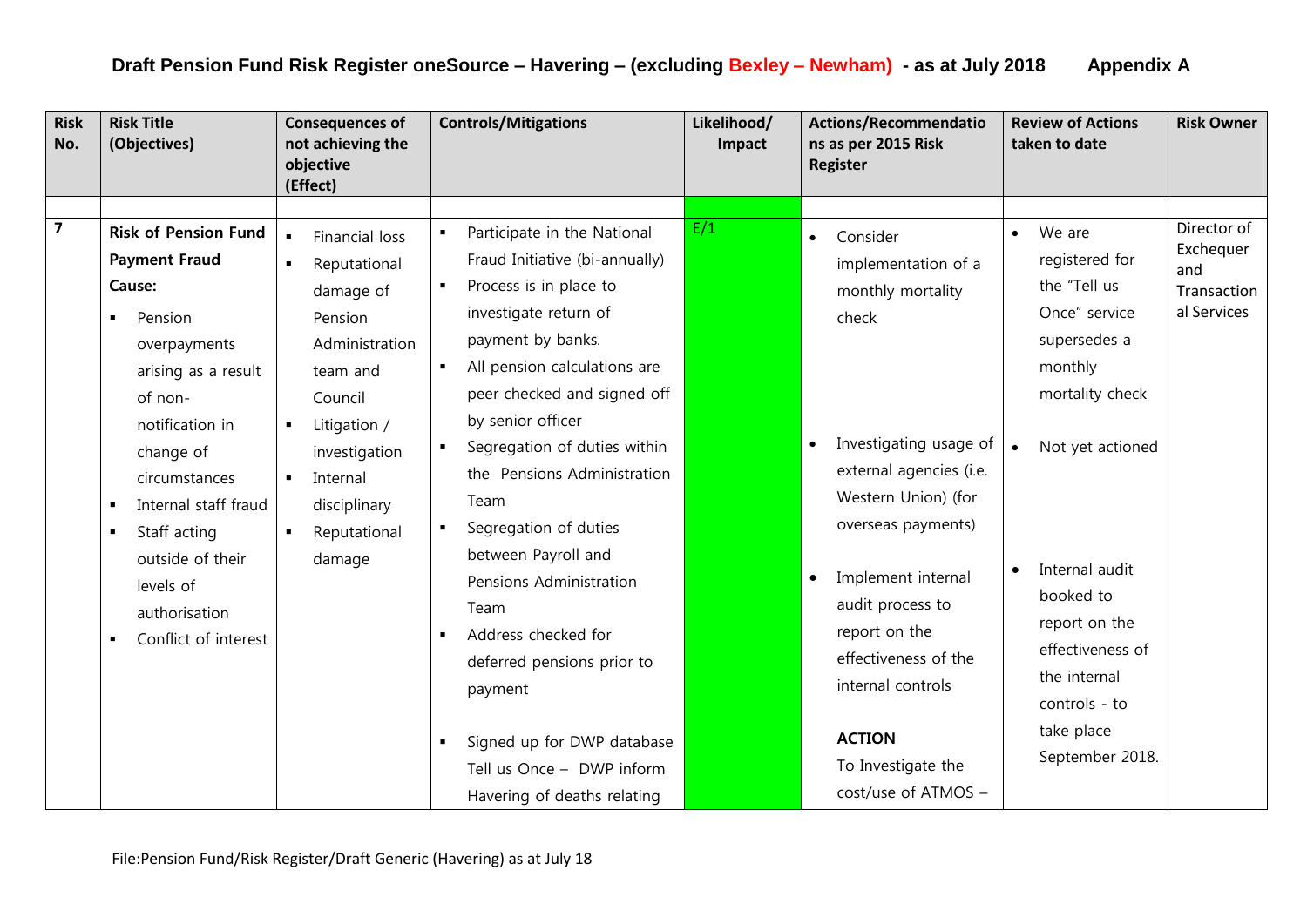# Draft Pension Fund Risk Register oneSource – Havering – (excluding Bexley – Newham) - as at July 2018 Appendix A

| Risk No. | Risk Title (Objectives) | Consequences of not achieving the objective (Effect) | Controls/Mitigations | Likelihood/ Impact | Actions/Recommendations as per 2015 Risk Register | Review of Actions taken to date | Risk Owner |
|---|---|---|---|---|---|---|---|
| | | | | | | | |
| **7** | **Risk of Pension Fund Payment Fraud**<br>**Cause:**<br>- Pension overpayments arising as a result of non-notification in change of circumstances<br>- Internal staff fraud<br>- Staff acting outside of their levels of authorisation<br>- Conflict of interest | - Financial loss<br>- Reputational damage of Pension Administration team and Council<br>- Litigation / investigation<br>- Internal disciplinary<br>- Reputational damage | - Participate in the National Fraud Initiative (bi-annually)<br>- Process is in place to investigate return of payment by banks.<br>- All pension calculations are peer checked and signed off by senior officer<br>- Segregation of duties within the Pensions Administration Team<br>- Segregation of duties between Payroll and Pensions Administration Team<br>- Address checked for deferred pensions prior to payment<br>- Signed up for DWP database Tell us Once – DWP inform Havering of deaths relating | E/1 | - Consider implementation of a monthly mortality check<br>- Investigating usage of external agencies (i.e. Western Union) (for overseas payments)<br>- Implement internal audit process to report on the effectiveness of the internal controls<br><br>**ACTION**<br>To Investigate the cost/use of ATMOS – | - We are registered for the "Tell us Once" service supersedes a monthly mortality check<br>- Not yet actioned<br>- Internal audit booked to report on the effectiveness of the internal controls - to take place September 2018. | Director of Exchequer and Transactional Services |

File:Pension Fund/Risk Register/Draft Generic (Havering) as at July 18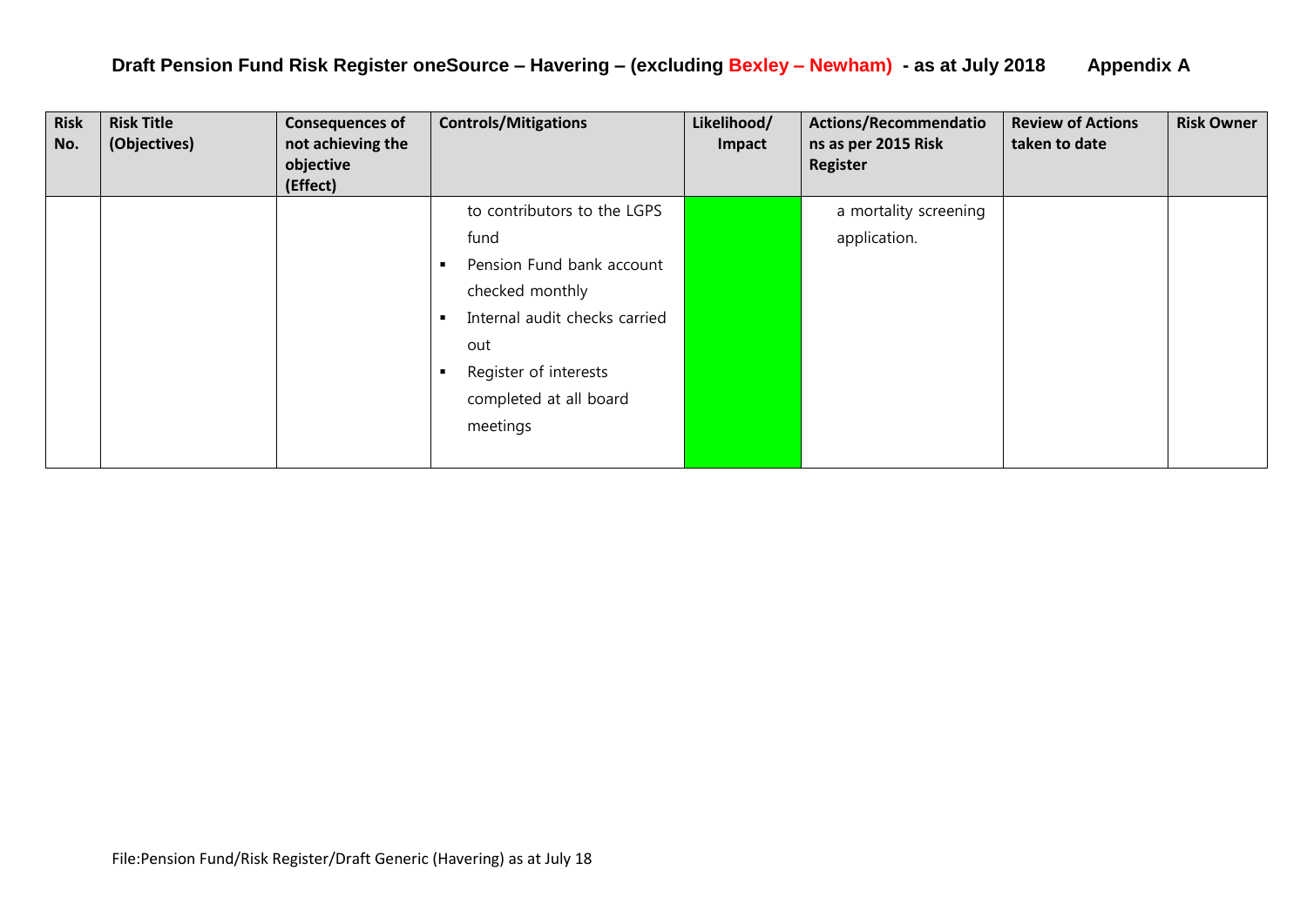| Risk No. | Risk Title (Objectives) | Consequences of not achieving the objective (Effect) | Controls/Mitigations | Likelihood/ Impact | Actions/Recommendations as per 2015 Risk Register | Review of Actions taken to date | Risk Owner |
|---|---|---|---|---|---|---|---|
| | | | to contributors to the LGPS fund<br>▪ Pension Fund bank account checked monthly<br>▪ Internal audit checks carried out<br>▪ Register of interests completed at all board meetings | | a mortality screening application. | | |